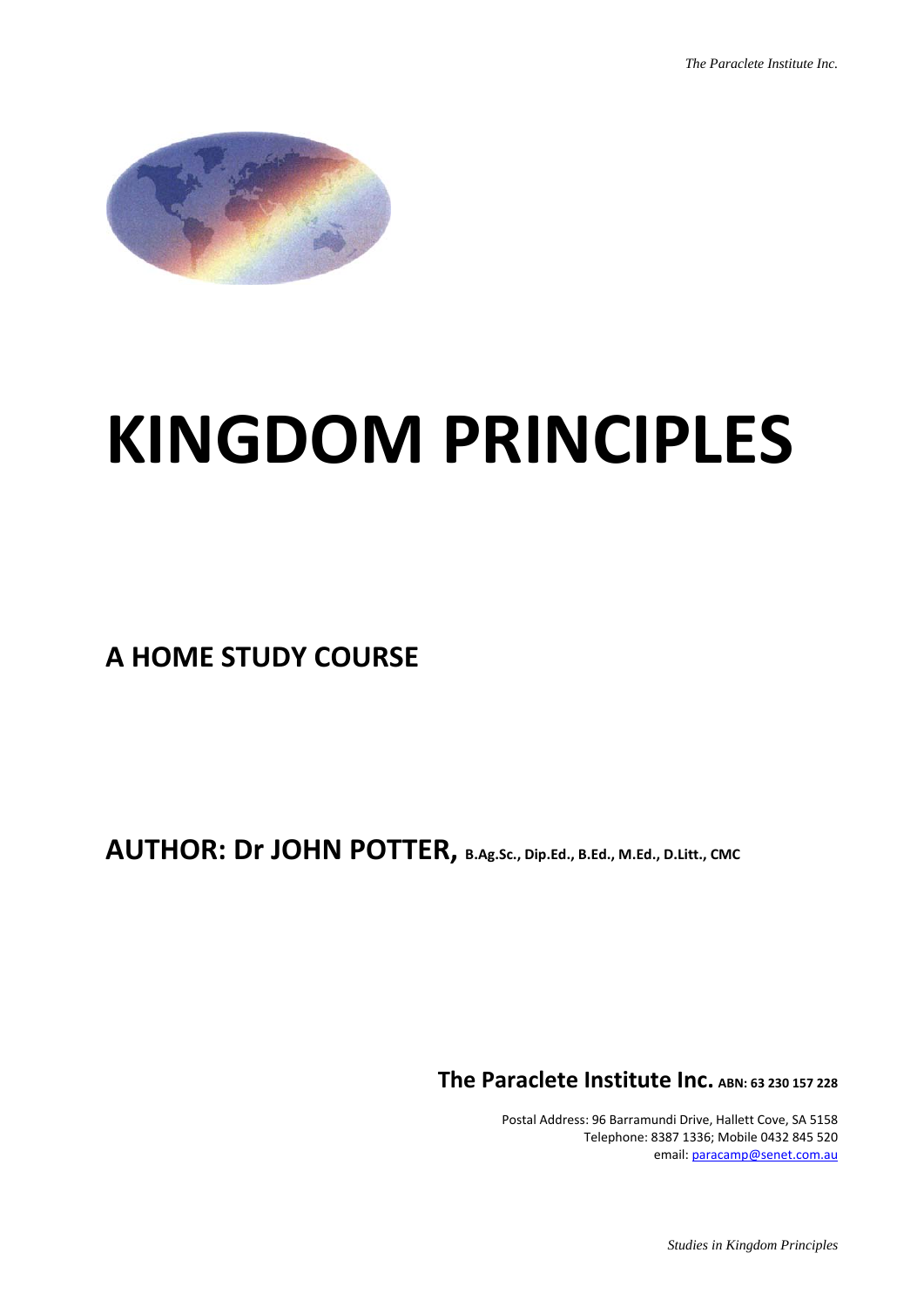# KINGDOM PRINCIPLES

## A HOME STUDY COURSE

## AUTHOR: Dr JOHN POTTER, B.Ag.Sc., Dip.Ed., B.Ed., M.Ed., D.Litt., CMC

**The Paraclete Institute Inc.** ABN: 63 230 157 228

Postal Address: 96 Barramundi Drive, Hallett Cove, SA 5158
Telephone: 8387 1336; Mobile 0432 845 520
email: paracamp@senet.com.au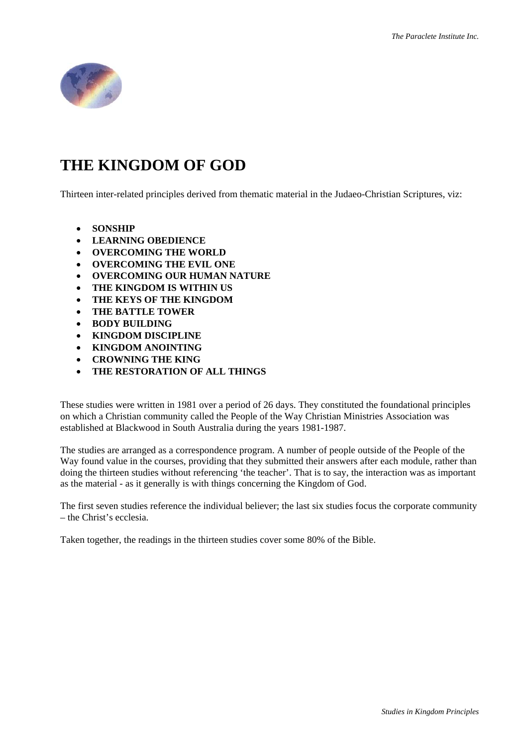# THE KINGDOM OF GOD

Thirteen inter-related principles derived from thematic material in the Judaeo-Christian Scriptures, viz:

- **SONSHIP**
- **LEARNING OBEDIENCE**
- **OVERCOMING THE WORLD**
- **OVERCOMING THE EVIL ONE**
- **OVERCOMING OUR HUMAN NATURE**
- **THE KINGDOM IS WITHIN US**
- **THE KEYS OF THE KINGDOM**
- **THE BATTLE TOWER**
- **BODY BUILDING**
- **KINGDOM DISCIPLINE**
- **KINGDOM ANOINTING**
- **CROWNING THE KING**
- **THE RESTORATION OF ALL THINGS**

These studies were written in 1981 over a period of 26 days. They constituted the foundational principles on which a Christian community called the People of the Way Christian Ministries Association was established at Blackwood in South Australia during the years 1981-1987.

The studies are arranged as a correspondence program. A number of people outside of the People of the Way found value in the courses, providing that they submitted their answers after each module, rather than doing the thirteen studies without referencing 'the teacher'. That is to say, the interaction was as important as the material - as it generally is with things concerning the Kingdom of God.

The first seven studies reference the individual believer; the last six studies focus the corporate community – the Christ's ecclesia.

Taken together, the readings in the thirteen studies cover some 80% of the Bible.